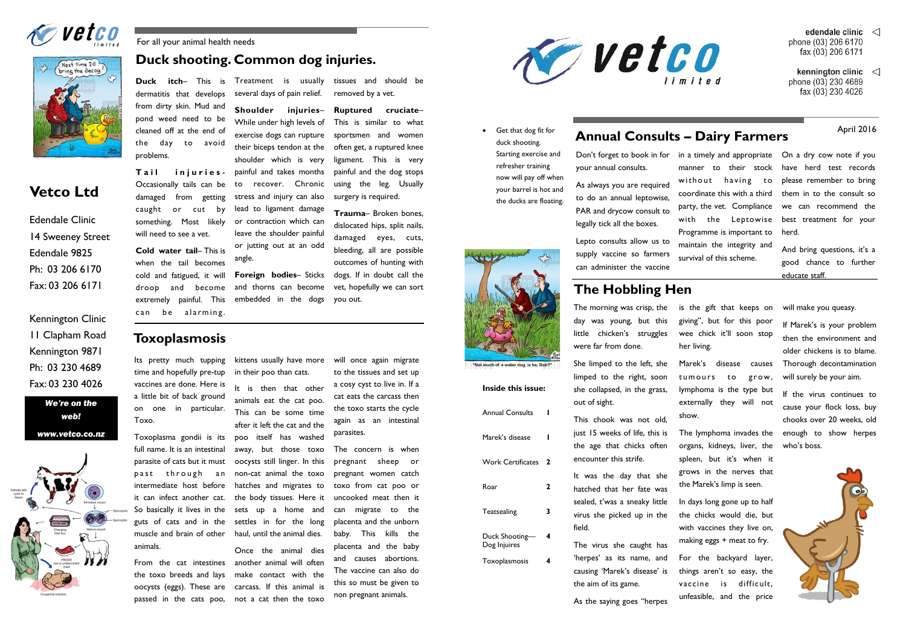# vetco limited

For all your animal health needs

## Duck shooting. Common dog injuries.

**Duck itch**– This is dermatitis that develops from dirty skin. Mud and pond weed need to be cleaned off at the end of the day to avoid problems.

**Tail injuries**- Occasionally tails can be damaged from getting caught or cut by something. Most likely will need to see a vet.

**Cold water tail**– This is when the tail becomes cold and fatigued, it will droop and become extremely painful. This can be alarming. Treatment is usually several days of pain relief.

**Shoulder injuries**– While under high levels of exercise dogs can rupture their biceps tendon at the shoulder which is very painful and takes months to recover. Chronic stress and injury can also lead to ligament damage or contraction which can leave the shoulder painful or jutting out at an odd angle.

**Foreign bodies**– Sticks and thorns can become embedded in the dogs tissues and should be removed by a vet.

**Ruptured cruciate**– This is similar to what sportsmen and women often get, a ruptured knee ligament. This is very painful using the leg. Usually surgery is required.

**Trauma**– Broken bones, dislocated hips, split nails, damaged eyes, cuts, bleeding, all are possible outcomes of hunting with dogs. If in doubt call the vet, hopefully we can sort you out.

- Get that dog fit for duck shooting. Starting exercise and refresher training now will pay off when your barrel is hot and the ducks are floating.

"Not much of a water dog, is he, Bob?"

## Toxoplasmosis

Its pretty much tupping time and hopefully pre-tup vaccines are done. Here is a little bit of back ground on one in particular. Toxo.

Toxoplasma gondii is its full name. It is an intestinal parasite of cats but it must past through an intermediate host before it can infect another cat. So basically it lives in the guts of cats and in the muscle and brain of other animals.

From the cat intestines the toxo breeds and lays oocysts (eggs). These are passed in the cats poo, kittens usually have more in their poo than cats.

It is then that other animals eat the cat poo. This can be some time after it left the cat and the poo itself has washed away, but those toxo oocysts still linger. In this non-cat animal the toxo hatches and migrates to the body tissues. Here it sets up a home and settles in for the long haul, until the animal dies.

Once the animal dies another animal will often make contact with the carcass. If this animal is not a cat then the toxo will once again migrate to the tissues and set up a cosy cyst to live in. If a cat eats the carcass then the toxo starts the cycle again as an intestinal parasites.

The concern is when pregnant sheep or pregnant women catch toxo from cat poo or uncooked meat then it can migrate to the placenta and the unborn baby. This kills the placenta and the baby and causes abortions. The vaccine can also do this so must be given to non pregnant animals.

# Vetco Ltd

Edendale Clinic
14 Sweeney Street
Edendale 9825
Ph: 03 206 6170
Fax: 03 206 6171

Kennington Clinic
11 Clapham Road
Kennington 9871
Ph: 03 230 4689
Fax: 03 230 4026

***We're on the web!***
***www.vetco.co.nz***

edendale clinic
phone (03) 206 6170
fax (03) 206 6171

kennington clinic
phone (03) 230 4689
fax (03) 230 4026

April 2016

## Annual Consults – Dairy Farmers

Don't forget to book in for your annual consults.

As always you are required to do an annual leptowise, PAR and drycow consult to legally tick all the boxes.

Lepto consults allow us to supply vaccine so farmers can administer the vaccine in a timely and appropriate manner to their stock without having to coordinate this with a third party, the vet. Compliance with the Leptowise Programme is important to maintain the integrity and survival of this scheme.

On a dry cow note if you have herd test records please remember to bring them in to the consult so we can recommend the best treatment for your herd.

And bring questions, it's a good chance to further educate staff.

## The Hobbling Hen

The morning was crisp, the day was young, but this little chicken's struggles were far from done.

She limped to the left, she limped to the right, soon she collapsed, in the grass, out of sight.

This chook was not old, just 15 weeks of life, this is the age that chicks often encounter this strife.

It was the day that she hatched that her fate was sealed, t'was a sneaky little virus she picked up in the field.

The virus she caught has 'herpes' as its name, and causing 'Marek's disease' is the aim of its game.

As the saying goes "herpes is the gift that keeps on giving", but for this poor wee chick it'll soon stop her living.

Marek's disease causes tumours to grow, lymphoma is the type but externally they will not show.

The lymphoma invades the organs, kidneys, liver, the spleen, but it's when it grows in the nerves that the Marek's limp is seen.

In days long gone up to half the chicks would die, but with vaccines they live on, making eggs + meat to fry.

For the backyard layer, things aren't so easy, the vaccine is difficult, unfeasible, and the price will make you queasy.

If Marek's is your problem then the environment and older chickens is to blame. Thorough decontamination will surely be your aim.

If the virus continues to cause your flock loss, buy chooks over 20 weeks, old enough to show herpes who's boss.

**Inside this issue:**

| | |
|---|---|
| Annual Consults | 1 |
| Marek's disease | 1 |
| Work Certificates | 2 |
| Roar | 2 |
| Teatsealing | 3 |
| Duck Shooting— Dog Injuires | 4 |
| Toxoplasmosis | 4 |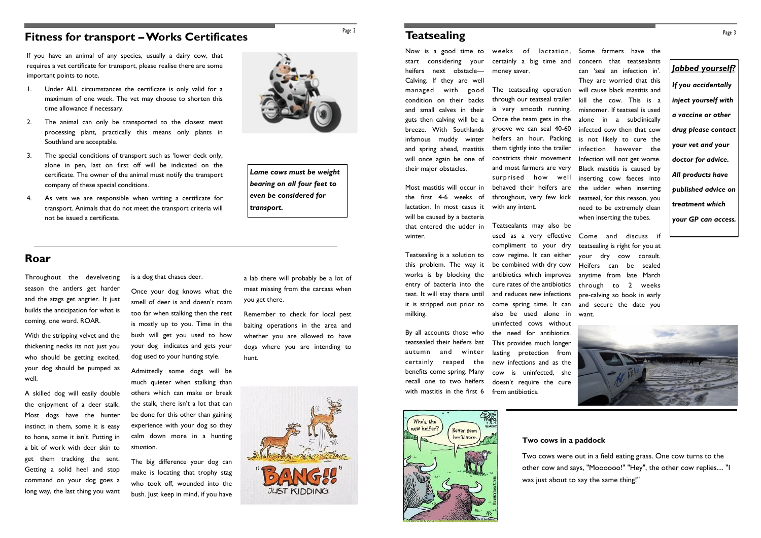## Fitness for transport – Works Certificates

If you have an animal of any species, usually a dairy cow, that requires a vet certificate for transport, please realise there are some important points to note.

1. Under ALL circumstances the certificate is only valid for a maximum of one week. The vet may choose to shorten this time allowance if necessary.
2. The animal can only be transported to the closest meat processing plant, practically this means only plants in Southland are acceptable.
3. The special conditions of transport such as 'lower deck only, alone in pen, last on first off will be indicated on the certificate. The owner of the animal must notify the transport company of these special conditions.
4. As vets we are responsible when writing a certificate for transport. Animals that do not meet the transport criteria will not be issued a certificate.

***Lame cows must be weight bearing on all four feet to even be considered for transport.***

## Roar

Throughout the develveting season the antlers get harder and the stags get angrier. It just builds the anticipation for what is coming, one word. ROAR.

With the stripping velvet and the thickening necks its not just you who should be getting excited, your dog should be pumped as well.

A skilled dog will easily double the enjoyment of a deer stalk. Most dogs have the hunter instinct in them, some it is easy to hone, some it isn't. Putting in a bit of work with deer skin to get them tracking the sent. Getting a solid heel and stop command on your dog goes a long way, the last thing you want is a dog that chases deer.

Once your dog knows what the smell of deer is and doesn't roam too far when stalking then the rest is mostly up to you. Time in the bush will get you used to how your dog indicates and gets your dog used to your hunting style.

Admittedly some dogs will be much quieter when stalking than others which can make or break the stalk, there isn't a lot that can be done for this other than gaining experience with your dog so they calm down more in a hunting situation.

The big difference your dog can make is locating that trophy stag who took off, wounded into the bush. Just keep in mind, if you have a lab there will probably be a lot of meat missing from the carcass when you get there.

Remember to check for local pest baiting operations in the area and whether you are allowed to have dogs where you are intending to hunt.

## Teatsealing

Now is a good time to start considering your heifers next obstacle— Calving. If they are well managed with good condition on their backs and small calves in their guts then calving will be a breeze. With Southlands infamous muddy winter and spring ahead, mastitis will once again be one of their major obstacles.

Most mastitis will occur in the first 4-6 weeks of lactation. In most cases it will be caused by a bacteria that entered the udder in winter.

Teatsealing is a solution to this problem. The way it works is by blocking the entry of bacteria into the teat. It will stay there until it is stripped out prior to milking.

By all accounts those who teatsealed their heifers last autumn and winter certainly reaped the benefits come spring. Many recall one to two heifers with mastitis in the first 6 weeks of lactation, certainly a big time and money saver.

The teatsealing operation through our teatseal trailer is very smooth running. Once the team gets in the groove we can seal 40-60 heifers an hour. Packing them tightly into the trailer constricts their movement and most farmers are very surprised how well behaved their heifers are throughout, very few kick with any intent.

Teatsealants may also be used as a very effective compliment to your dry cow regime. It can either be combined with dry cow antibiotics which improves cure rates of the antibiotics and reduces new infections come spring time. It can also be used alone in uninfected cows without the need for antibiotics. This provides much longer lasting protection from new infections and as the cow is uninfected, she doesn't require the cure from antibiotics.

Some farmers have the concern that teatsealants can 'seal an infection in'. They are worried that this will cause black mastitis and kill the cow. This is a misnomer. If teatseal is used alone in a subclinically infected cow then that cow is not likely to cure the infection however the Infection will not get worse. Black mastitis is caused by inserting cow faeces into the udder when inserting teatseal, for this reason, you need to be extremely clean when inserting the tubes.

Come and discuss if teatsealing is right for you at your dry cow consult. Heifers can be sealed anytime from late March through to 2 weeks pre-calving so book in early and secure the date you want.

***Jabbed yourself?***

***If you accidentally inject yourself with a vaccine or other drug please contact your vet and your doctor for advice. All products have published advice on treatment which your GP can access.***

**Two cows in a paddock**

Two cows were out in a field eating grass. One cow turns to the other cow and says, "Moooooo!" "Hey", the other cow replies.... "I was just about to say the same thing!"